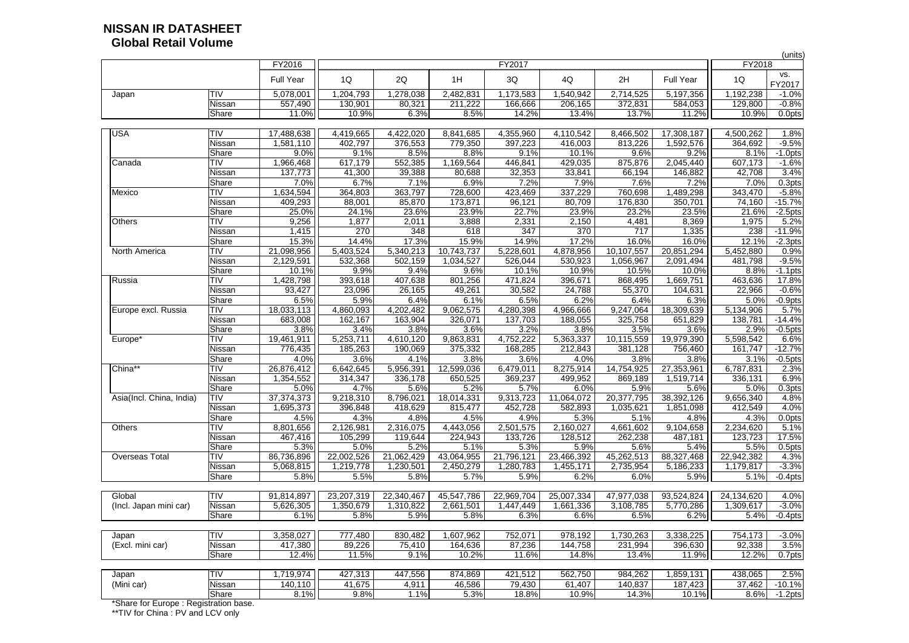# NISSAN IR DATASHEET

## Global Retail Volume

(units)

| | | FY2016 | FY2017 | | | | | | | FY2018 | |
|---|---|---|---|---|---|---|---|---|---|---|---|
| | | Full Year | 1Q | 2Q | 1H | 3Q | 4Q | 2H | Full Year | 1Q | vs. FY2017 |
| Japan | TIV | 5,078,001 | 1,204,793 | 1,278,038 | 2,482,831 | 1,173,583 | 1,540,942 | 2,714,525 | 5,197,356 | 1,192,238 | -1.0% |
| | Nissan | 557,490 | 130,901 | 80,321 | 211,222 | 166,666 | 206,165 | 372,831 | 584,053 | 129,800 | -0.8% |
| | Share | 11.0% | 10.9% | 6.3% | 8.5% | 14.2% | 13.4% | 13.7% | 11.2% | 10.9% | 0.0pts |
| USA | TIV | 17,488,638 | 4,419,665 | 4,422,020 | 8,841,685 | 4,355,960 | 4,110,542 | 8,466,502 | 17,308,187 | 4,500,262 | 1.8% |
| | Nissan | 1,581,110 | 402,797 | 376,553 | 779,350 | 397,223 | 416,003 | 813,226 | 1,592,576 | 364,692 | -9.5% |
| | Share | 9.0% | 9.1% | 8.5% | 8.8% | 9.1% | 10.1% | 9.6% | 9.2% | 8.1% | -1.0pts |
| Canada | TIV | 1,966,468 | 617,179 | 552,385 | 1,169,564 | 446,841 | 429,035 | 875,876 | 2,045,440 | 607,173 | -1.6% |
| | Nissan | 137,773 | 41,300 | 39,388 | 80,688 | 32,353 | 33,841 | 66,194 | 146,882 | 42,708 | 3.4% |
| | Share | 7.0% | 6.7% | 7.1% | 6.9% | 7.2% | 7.9% | 7.6% | 7.2% | 7.0% | 0.3pts |
| Mexico | TIV | 1,634,594 | 364,803 | 363,797 | 728,600 | 423,469 | 337,229 | 760,698 | 1,489,298 | 343,470 | -5.8% |
| | Nissan | 409,293 | 88,001 | 85,870 | 173,871 | 96,121 | 80,709 | 176,830 | 350,701 | 74,160 | -15.7% |
| | Share | 25.0% | 24.1% | 23.6% | 23.9% | 22.7% | 23.9% | 23.2% | 23.5% | 21.6% | -2.5pts |
| Others | TIV | 9,256 | 1,877 | 2,011 | 3,888 | 2,331 | 2,150 | 4,481 | 8,369 | 1,975 | 5.2% |
| | Nissan | 1,415 | 270 | 348 | 618 | 347 | 370 | 717 | 1,335 | 238 | -11.9% |
| | Share | 15.3% | 14.4% | 17.3% | 15.9% | 14.9% | 17.2% | 16.0% | 16.0% | 12.1% | -2.3pts |
| North America | TIV | 21,098,956 | 5,403,524 | 5,340,213 | 10,743,737 | 5,228,601 | 4,878,956 | 10,107,557 | 20,851,294 | 5,452,880 | 0.9% |
| | Nissan | 2,129,591 | 532,368 | 502,159 | 1,034,527 | 526,044 | 530,923 | 1,056,967 | 2,091,494 | 481,798 | -9.5% |
| | Share | 10.1% | 9.9% | 9.4% | 9.6% | 10.1% | 10.9% | 10.5% | 10.0% | 8.8% | -1.1pts |
| Russia | TIV | 1,428,798 | 393,618 | 407,638 | 801,256 | 471,824 | 396,671 | 868,495 | 1,669,751 | 463,636 | 17.8% |
| | Nissan | 93,427 | 23,096 | 26,165 | 49,261 | 30,582 | 24,788 | 55,370 | 104,631 | 22,966 | -0.6% |
| | Share | 6.5% | 5.9% | 6.4% | 6.1% | 6.5% | 6.2% | 6.4% | 6.3% | 5.0% | -0.9pts |
| Europe excl. Russia | TIV | 18,033,113 | 4,860,093 | 4,202,482 | 9,062,575 | 4,280,398 | 4,966,666 | 9,247,064 | 18,309,639 | 5,134,906 | 5.7% |
| | Nissan | 683,008 | 162,167 | 163,904 | 326,071 | 137,703 | 188,055 | 325,758 | 651,829 | 138,781 | -14.4% |
| | Share | 3.8% | 3.4% | 3.8% | 3.6% | 3.2% | 3.8% | 3.5% | 3.6% | 2.9% | -0.5pts |
| Europe* | TIV | 19,461,911 | 5,253,711 | 4,610,120 | 9,863,831 | 4,752,222 | 5,363,337 | 10,115,559 | 19,979,390 | 5,598,542 | 6.6% |
| | Nissan | 776,435 | 185,263 | 190,069 | 375,332 | 168,285 | 212,843 | 381,128 | 756,460 | 161,747 | -12.7% |
| | Share | 4.0% | 3.6% | 4.1% | 3.8% | 3.6% | 4.0% | 3.8% | 3.8% | 3.1% | -0.5pts |
| China** | TIV | 26,876,412 | 6,642,645 | 5,956,391 | 12,599,036 | 6,479,011 | 8,275,914 | 14,754,925 | 27,353,961 | 6,787,831 | 2.3% |
| | Nissan | 1,354,552 | 314,347 | 336,178 | 650,525 | 369,237 | 499,952 | 869,189 | 1,519,714 | 336,131 | 6.9% |
| | Share | 5.0% | 4.7% | 5.6% | 5.2% | 5.7% | 6.0% | 5.9% | 5.6% | 5.0% | 0.3pts |
| Asia(Incl. China, India) | TIV | 37,374,373 | 9,218,310 | 8,796,021 | 18,014,331 | 9,313,723 | 11,064,072 | 20,377,795 | 38,392,126 | 9,656,340 | 4.8% |
| | Nissan | 1,695,373 | 396,848 | 418,629 | 815,477 | 452,728 | 582,893 | 1,035,621 | 1,851,098 | 412,549 | 4.0% |
| | Share | 4.5% | 4.3% | 4.8% | 4.5% | 4.9% | 5.3% | 5.1% | 4.8% | 4.3% | 0.0pts |
| Others | TIV | 8,801,656 | 2,126,981 | 2,316,075 | 4,443,056 | 2,501,575 | 2,160,027 | 4,661,602 | 9,104,658 | 2,234,620 | 5.1% |
| | Nissan | 467,416 | 105,299 | 119,644 | 224,943 | 133,726 | 128,512 | 262,238 | 487,181 | 123,723 | 17.5% |
| | Share | 5.3% | 5.0% | 5.2% | 5.1% | 5.3% | 5.9% | 5.6% | 5.4% | 5.5% | 0.5pts |
| Overseas Total | TIV | 86,736,896 | 22,002,526 | 21,062,429 | 43,064,955 | 21,796,121 | 23,466,392 | 45,262,513 | 88,327,468 | 22,942,382 | 4.3% |
| | Nissan | 5,068,815 | 1,219,778 | 1,230,501 | 2,450,279 | 1,280,783 | 1,455,171 | 2,735,954 | 5,186,233 | 1,179,817 | -3.3% |
| | Share | 5.8% | 5.5% | 5.8% | 5.7% | 5.9% | 6.2% | 6.0% | 5.9% | 5.1% | -0.4pts |
| Global (Incl. Japan mini car) | TIV | 91,814,897 | 23,207,319 | 22,340,467 | 45,547,786 | 22,969,704 | 25,007,334 | 47,977,038 | 93,524,824 | 24,134,620 | 4.0% |
| | Nissan | 5,626,305 | 1,350,679 | 1,310,822 | 2,661,501 | 1,447,449 | 1,661,336 | 3,108,785 | 5,770,286 | 1,309,617 | -3.0% |
| | Share | 6.1% | 5.8% | 5.9% | 5.8% | 6.3% | 6.6% | 6.5% | 6.2% | 5.4% | -0.4pts |
| Japan (Excl. mini car) | TIV | 3,358,027 | 777,480 | 830,482 | 1,607,962 | 752,071 | 978,192 | 1,730,263 | 3,338,225 | 754,173 | -3.0% |
| | Nissan | 417,380 | 89,226 | 75,410 | 164,636 | 87,236 | 144,758 | 231,994 | 396,630 | 92,338 | 3.5% |
| | Share | 12.4% | 11.5% | 9.1% | 10.2% | 11.6% | 14.8% | 13.4% | 11.9% | 12.2% | 0.7pts |
| Japan (Mini car) | TIV | 1,719,974 | 427,313 | 447,556 | 874,869 | 421,512 | 562,750 | 984,262 | 1,859,131 | 438,065 | 2.5% |
| | Nissan | 140,110 | 41,675 | 4,911 | 46,586 | 79,430 | 61,407 | 140,837 | 187,423 | 37,462 | -10.1% |
| | Share | 8.1% | 9.8% | 1.1% | 5.3% | 18.8% | 10.9% | 14.3% | 10.1% | 8.6% | -1.2pts |

*Share for Europe : Registration base.

**TIV for China : PV and LCV only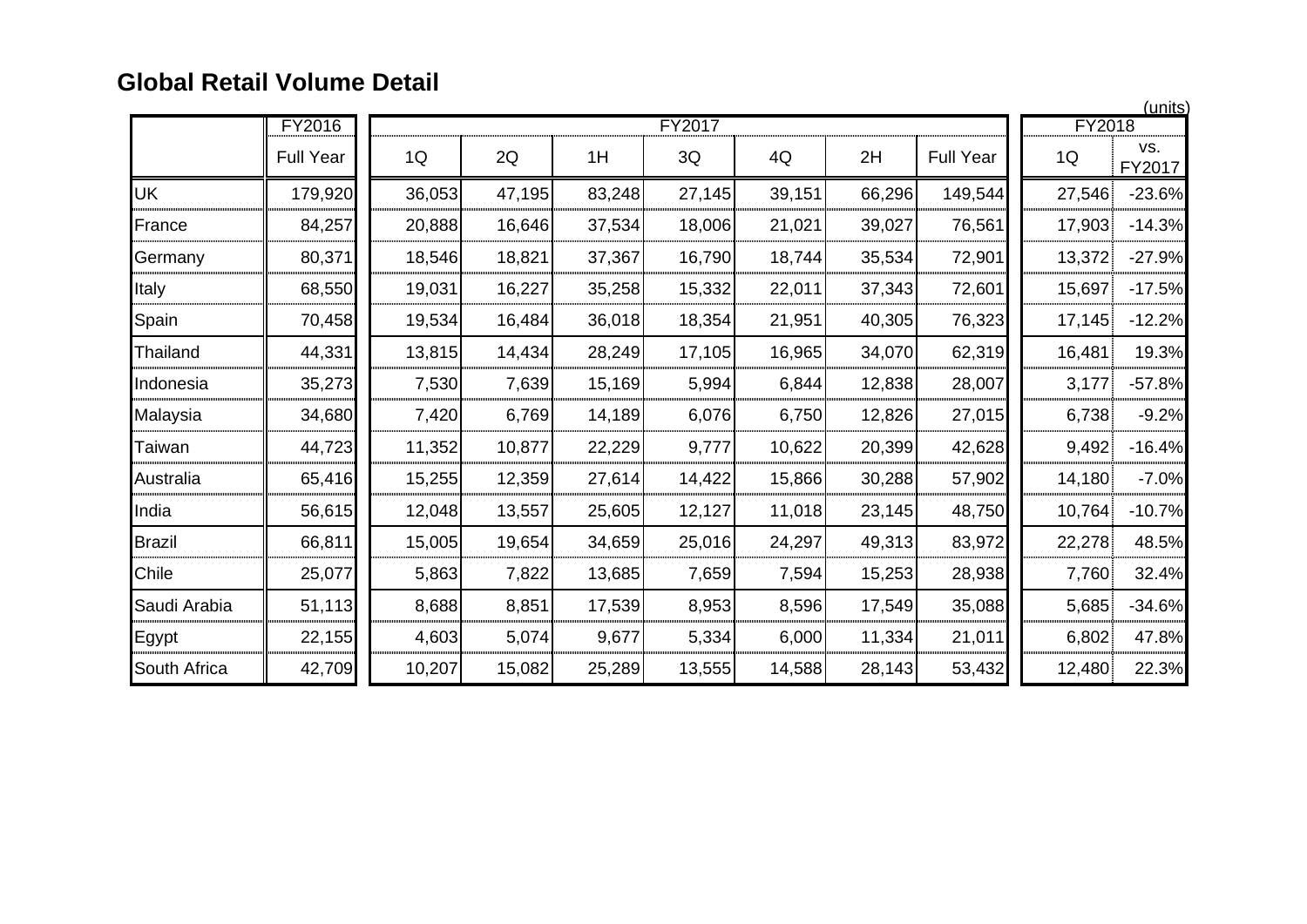# Global Retail Volume Detail

(units)

| | FY2016 | FY2017 | | | | | | | FY2018 | |
|---|---|---|---|---|---|---|---|---|---|---|
| | Full Year | 1Q | 2Q | 1H | 3Q | 4Q | 2H | Full Year | 1Q | vs. FY2017 |
| UK | 179,920 | 36,053 | 47,195 | 83,248 | 27,145 | 39,151 | 66,296 | 149,544 | 27,546 | -23.6% |
| France | 84,257 | 20,888 | 16,646 | 37,534 | 18,006 | 21,021 | 39,027 | 76,561 | 17,903 | -14.3% |
| Germany | 80,371 | 18,546 | 18,821 | 37,367 | 16,790 | 18,744 | 35,534 | 72,901 | 13,372 | -27.9% |
| Italy | 68,550 | 19,031 | 16,227 | 35,258 | 15,332 | 22,011 | 37,343 | 72,601 | 15,697 | -17.5% |
| Spain | 70,458 | 19,534 | 16,484 | 36,018 | 18,354 | 21,951 | 40,305 | 76,323 | 17,145 | -12.2% |
| Thailand | 44,331 | 13,815 | 14,434 | 28,249 | 17,105 | 16,965 | 34,070 | 62,319 | 16,481 | 19.3% |
| Indonesia | 35,273 | 7,530 | 7,639 | 15,169 | 5,994 | 6,844 | 12,838 | 28,007 | 3,177 | -57.8% |
| Malaysia | 34,680 | 7,420 | 6,769 | 14,189 | 6,076 | 6,750 | 12,826 | 27,015 | 6,738 | -9.2% |
| Taiwan | 44,723 | 11,352 | 10,877 | 22,229 | 9,777 | 10,622 | 20,399 | 42,628 | 9,492 | -16.4% |
| Australia | 65,416 | 15,255 | 12,359 | 27,614 | 14,422 | 15,866 | 30,288 | 57,902 | 14,180 | -7.0% |
| India | 56,615 | 12,048 | 13,557 | 25,605 | 12,127 | 11,018 | 23,145 | 48,750 | 10,764 | -10.7% |
| Brazil | 66,811 | 15,005 | 19,654 | 34,659 | 25,016 | 24,297 | 49,313 | 83,972 | 22,278 | 48.5% |
| Chile | 25,077 | 5,863 | 7,822 | 13,685 | 7,659 | 7,594 | 15,253 | 28,938 | 7,760 | 32.4% |
| Saudi Arabia | 51,113 | 8,688 | 8,851 | 17,539 | 8,953 | 8,596 | 17,549 | 35,088 | 5,685 | -34.6% |
| Egypt | 22,155 | 4,603 | 5,074 | 9,677 | 5,334 | 6,000 | 11,334 | 21,011 | 6,802 | 47.8% |
| South Africa | 42,709 | 10,207 | 15,082 | 25,289 | 13,555 | 14,588 | 28,143 | 53,432 | 12,480 | 22.3% |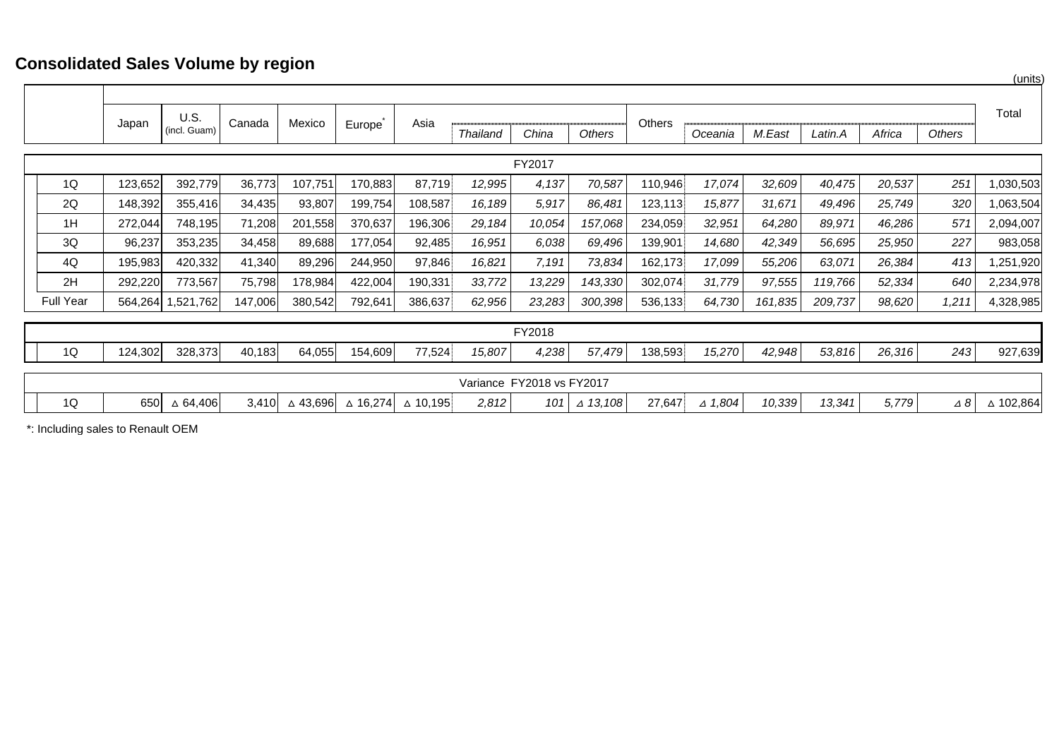## Consolidated Sales Volume by region

(units)

| | Japan | U.S. (incl. Guam) | Canada | Mexico | Europe* | Asia | | | | Others | | | | | | Total |
|---|---|---|---|---|---|---|---|---|---|---|---|---|---|---|---|---|
| | | | | | | | *Thailand* | *China* | *Others* | | *Oceania* | *M.East* | *Latin.A* | *Africa* | *Others* | |
| **FY2017** | | | | | | | | | | | | | | | | |
| 1Q | 123,652 | 392,779 | 36,773 | 107,751 | 170,883 | 87,719 | *12,995* | *4,137* | *70,587* | 110,946 | *17,074* | *32,609* | *40,475* | *20,537* | *251* | 1,030,503 |
| 2Q | 148,392 | 355,416 | 34,435 | 93,807 | 199,754 | 108,587 | *16,189* | *5,917* | *86,481* | 123,113 | *15,877* | *31,671* | *49,496* | *25,749* | *320* | 1,063,504 |
| 1H | 272,044 | 748,195 | 71,208 | 201,558 | 370,637 | 196,306 | *29,184* | *10,054* | *157,068* | 234,059 | *32,951* | *64,280* | *89,971* | *46,286* | *571* | 2,094,007 |
| 3Q | 96,237 | 353,235 | 34,458 | 89,688 | 177,054 | 92,485 | *16,951* | *6,038* | *69,496* | 139,901 | *14,680* | *42,349* | *56,695* | *25,950* | *227* | 983,058 |
| 4Q | 195,983 | 420,332 | 41,340 | 89,296 | 244,950 | 97,846 | *16,821* | *7,191* | *73,834* | 162,173 | *17,099* | *55,206* | *63,071* | *26,384* | *413* | 1,251,920 |
| 2H | 292,220 | 773,567 | 75,798 | 178,984 | 422,004 | 190,331 | *33,772* | *13,229* | *143,330* | 302,074 | *31,779* | *97,555* | *119,766* | *52,334* | *640* | 2,234,978 |
| Full Year | 564,264 | 1,521,762 | 147,006 | 380,542 | 792,641 | 386,637 | *62,956* | *23,283* | *300,398* | 536,133 | *64,730* | *161,835* | *209,737* | *98,620* | *1,211* | 4,328,985 |
| **FY2018** | | | | | | | | | | | | | | | | |
| 1Q | 124,302 | 328,373 | 40,183 | 64,055 | 154,609 | 77,524 | *15,807* | *4,238* | *57,479* | 138,593 | *15,270* | *42,948* | *53,816* | *26,316* | *243* | 927,639 |
| **Variance FY2018 vs FY2017** | | | | | | | | | | | | | | | | |
| 1Q | 650 | △ 64,406 | 3,410 | △ 43,696 | △ 16,274 | △ 10,195 | *2,812* | *101* | *△ 13,108* | 27,647 | *△ 1,804* | *10,339* | *13,341* | *5,779* | *△ 8* | △ 102,864 |

*: Including sales to Renault OEM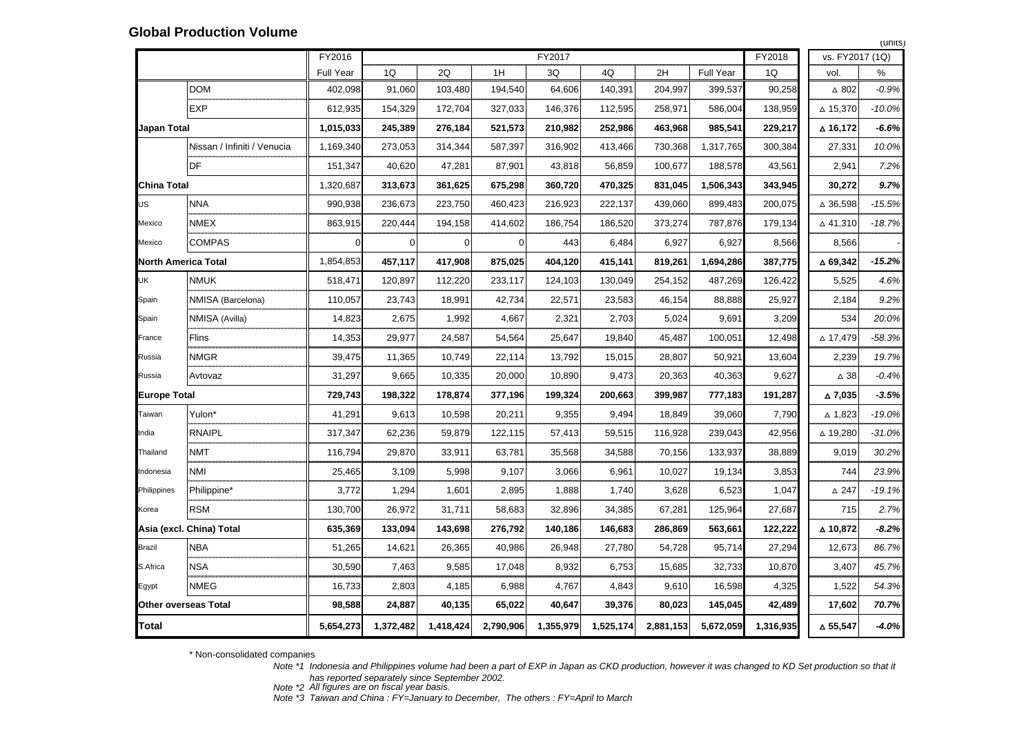## Global Production Volume

(units)

| | | FY2016 | FY2017 | | | | | | | FY2018 | vs. FY2017 (1Q) | |
|---|---|---|---|---|---|---|---|---|---|---|---|---|
| | | Full Year | 1Q | 2Q | 1H | 3Q | 4Q | 2H | Full Year | 1Q | vol. | % |
| | DOM | 402,098 | 91,060 | 103,480 | 194,540 | 64,606 | 140,391 | 204,997 | 399,537 | 90,258 | △ 802 | -0.9% |
| | EXP | 612,935 | 154,329 | 172,704 | 327,033 | 146,376 | 112,595 | 258,971 | 586,004 | 138,959 | △ 15,370 | -10.0% |
| **Japan Total** | | **1,015,033** | **245,389** | **276,184** | **521,573** | **210,982** | **252,986** | **463,968** | **985,541** | **229,217** | **△ 16,172** | **-6.6%** |
| | Nissan / Infiniti / Venucia | 1,169,340 | 273,053 | 314,344 | 587,397 | 316,902 | 413,466 | 730,368 | 1,317,765 | 300,384 | 27,331 | 10.0% |
| | DF | 151,347 | 40,620 | 47,281 | 87,901 | 43,818 | 56,859 | 100,677 | 188,578 | 43,561 | 2,941 | 7.2% |
| **China Total** | | 1,320,687 | **313,673** | **361,625** | **675,298** | **360,720** | **470,325** | **831,045** | **1,506,343** | **343,945** | **30,272** | **9.7%** |
| US | NNA | 990,938 | 236,673 | 223,750 | 460,423 | 216,923 | 222,137 | 439,060 | 899,483 | 200,075 | △ 36,598 | -15.5% |
| Mexico | NMEX | 863,915 | 220,444 | 194,158 | 414,602 | 186,754 | 186,520 | 373,274 | 787,876 | 179,134 | △ 41,310 | -18.7% |
| Mexico | COMPAS | 0 | 0 | 0 | 0 | 443 | 6,484 | 6,927 | 6,927 | 8,566 | 8,566 | - |
| **North America Total** | | 1,854,853 | **457,117** | **417,908** | **875,025** | **404,120** | **415,141** | **819,261** | **1,694,286** | **387,775** | **△ 69,342** | **-15.2%** |
| UK | NMUK | 518,471 | 120,897 | 112,220 | 233,117 | 124,103 | 130,049 | 254,152 | 487,269 | 126,422 | 5,525 | 4.6% |
| Spain | NMISA (Barcelona) | 110,057 | 23,743 | 18,991 | 42,734 | 22,571 | 23,583 | 46,154 | 88,888 | 25,927 | 2,184 | 9.2% |
| Spain | NMISA (Avilla) | 14,823 | 2,675 | 1,992 | 4,667 | 2,321 | 2,703 | 5,024 | 9,691 | 3,209 | 534 | 20.0% |
| France | Flins | 14,353 | 29,977 | 24,587 | 54,564 | 25,647 | 19,840 | 45,487 | 100,051 | 12,498 | △ 17,479 | -58.3% |
| Russia | NMGR | 39,475 | 11,365 | 10,749 | 22,114 | 13,792 | 15,015 | 28,807 | 50,921 | 13,604 | 2,239 | 19.7% |
| Russia | Avtovaz | 31,297 | 9,665 | 10,335 | 20,000 | 10,890 | 9,473 | 20,363 | 40,363 | 9,627 | △ 38 | -0.4% |
| **Europe Total** | | **729,743** | **198,322** | **178,874** | **377,196** | **199,324** | **200,663** | **399,987** | **777,183** | **191,287** | **△ 7,035** | **-3.5%** |
| Taiwan | Yulon* | 41,291 | 9,613 | 10,598 | 20,211 | 9,355 | 9,494 | 18,849 | 39,060 | 7,790 | △ 1,823 | -19.0% |
| India | RNAIPL | 317,347 | 62,236 | 59,879 | 122,115 | 57,413 | 59,515 | 116,928 | 239,043 | 42,956 | △ 19,280 | -31.0% |
| Thailand | NMT | 116,794 | 29,870 | 33,911 | 63,781 | 35,568 | 34,588 | 70,156 | 133,937 | 38,889 | 9,019 | 30.2% |
| Indonesia | NMI | 25,465 | 3,109 | 5,998 | 9,107 | 3,066 | 6,961 | 10,027 | 19,134 | 3,853 | 744 | 23.9% |
| Philippines | Philippine* | 3,772 | 1,294 | 1,601 | 2,895 | 1,888 | 1,740 | 3,628 | 6,523 | 1,047 | △ 247 | -19.1% |
| Korea | RSM | 130,700 | 26,972 | 31,711 | 58,683 | 32,896 | 34,385 | 67,281 | 125,964 | 27,687 | 715 | 2.7% |
| **Asia (excl. China) Total** | | **635,369** | **133,094** | **143,698** | **276,792** | **140,186** | **146,683** | **286,869** | **563,661** | **122,222** | **△ 10,872** | **-8.2%** |
| Brazil | NBA | 51,265 | 14,621 | 26,365 | 40,986 | 26,948 | 27,780 | 54,728 | 95,714 | 27,294 | 12,673 | 86.7% |
| S.Africa | NSA | 30,590 | 7,463 | 9,585 | 17,048 | 8,932 | 6,753 | 15,685 | 32,733 | 10,870 | 3,407 | 45.7% |
| Egypt | NMEG | 16,733 | 2,803 | 4,185 | 6,988 | 4,767 | 4,843 | 9,610 | 16,598 | 4,325 | 1,522 | 54.3% |
| **Other overseas Total** | | **98,588** | **24,887** | **40,135** | **65,022** | **40,647** | **39,376** | **80,023** | **145,045** | **42,489** | **17,602** | **70.7%** |
| **Total** | | **5,654,273** | **1,372,482** | **1,418,424** | **2,790,906** | **1,355,979** | **1,525,174** | **2,881,153** | **5,672,059** | **1,316,935** | **△ 55,547** | **-4.0%** |

\* Non-consolidated companies

*Note \*1 Indonesia and Philippines volume had been a part of EXP in Japan as CKD production, however it was changed to KD Set production so that it has reported separately since September 2002.*

*Note \*2 All figures are on fiscal year basis.*

*Note \*3 Taiwan and China : FY=January to December, The others : FY=April to March*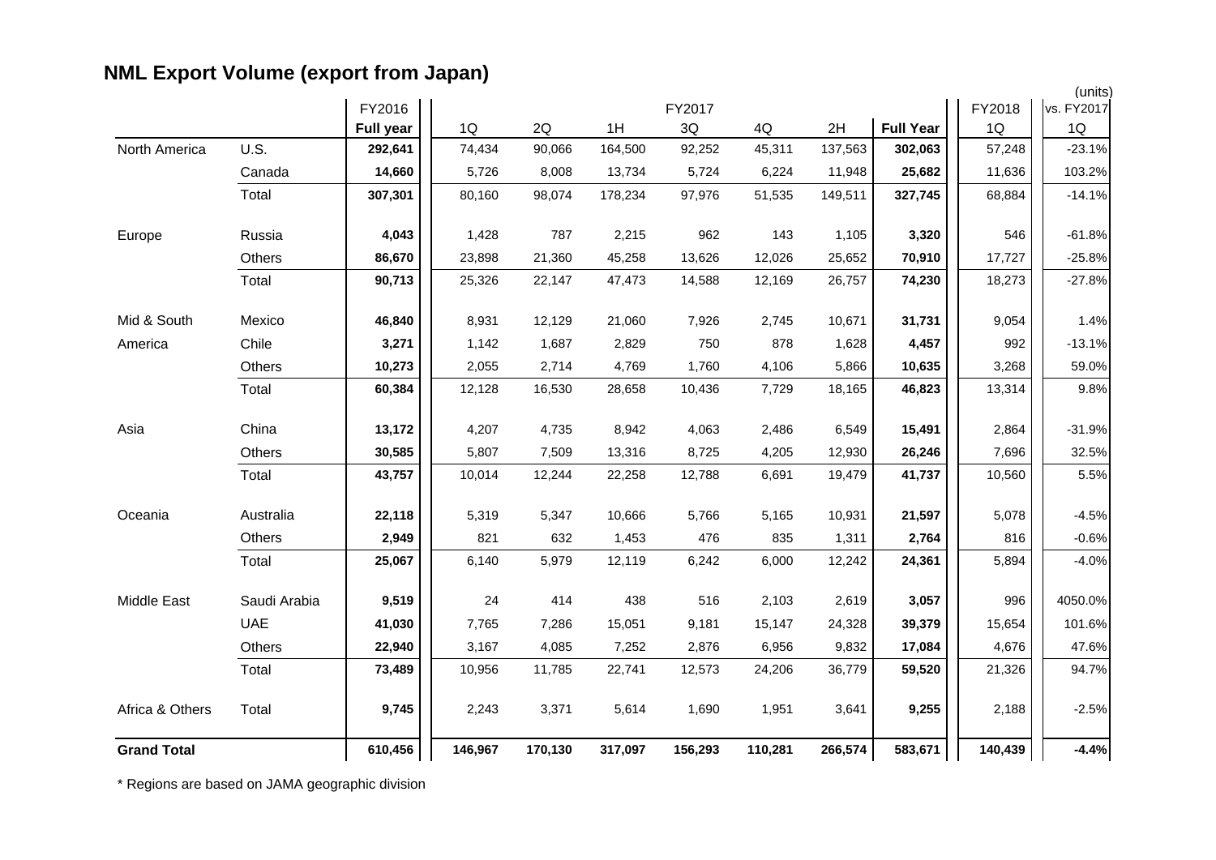## NML Export Volume (export from Japan)

(units)

| | | FY2016 | FY2017 | | | | | | | FY2018 | vs. FY2017 |
|---|---|---|---|---|---|---|---|---|---|---|---|
| | | **Full year** | 1Q | 2Q | 1H | 3Q | 4Q | 2H | **Full Year** | 1Q | 1Q |
| North America | U.S. | **292,641** | 74,434 | 90,066 | 164,500 | 92,252 | 45,311 | 137,563 | **302,063** | 57,248 | -23.1% |
| | Canada | **14,660** | 5,726 | 8,008 | 13,734 | 5,724 | 6,224 | 11,948 | **25,682** | 11,636 | 103.2% |
| | Total | **307,301** | 80,160 | 98,074 | 178,234 | 97,976 | 51,535 | 149,511 | **327,745** | 68,884 | -14.1% |
| Europe | Russia | **4,043** | 1,428 | 787 | 2,215 | 962 | 143 | 1,105 | **3,320** | 546 | -61.8% |
| | Others | **86,670** | 23,898 | 21,360 | 45,258 | 13,626 | 12,026 | 25,652 | **70,910** | 17,727 | -25.8% |
| | Total | **90,713** | 25,326 | 22,147 | 47,473 | 14,588 | 12,169 | 26,757 | **74,230** | 18,273 | -27.8% |
| Mid & South America | Mexico | **46,840** | 8,931 | 12,129 | 21,060 | 7,926 | 2,745 | 10,671 | **31,731** | 9,054 | 1.4% |
| | Chile | **3,271** | 1,142 | 1,687 | 2,829 | 750 | 878 | 1,628 | **4,457** | 992 | -13.1% |
| | Others | **10,273** | 2,055 | 2,714 | 4,769 | 1,760 | 4,106 | 5,866 | **10,635** | 3,268 | 59.0% |
| | Total | **60,384** | 12,128 | 16,530 | 28,658 | 10,436 | 7,729 | 18,165 | **46,823** | 13,314 | 9.8% |
| Asia | China | **13,172** | 4,207 | 4,735 | 8,942 | 4,063 | 2,486 | 6,549 | **15,491** | 2,864 | -31.9% |
| | Others | **30,585** | 5,807 | 7,509 | 13,316 | 8,725 | 4,205 | 12,930 | **26,246** | 7,696 | 32.5% |
| | Total | **43,757** | 10,014 | 12,244 | 22,258 | 12,788 | 6,691 | 19,479 | **41,737** | 10,560 | 5.5% |
| Oceania | Australia | **22,118** | 5,319 | 5,347 | 10,666 | 5,766 | 5,165 | 10,931 | **21,597** | 5,078 | -4.5% |
| | Others | **2,949** | 821 | 632 | 1,453 | 476 | 835 | 1,311 | **2,764** | 816 | -0.6% |
| | Total | **25,067** | 6,140 | 5,979 | 12,119 | 6,242 | 6,000 | 12,242 | **24,361** | 5,894 | -4.0% |
| Middle East | Saudi Arabia | **9,519** | 24 | 414 | 438 | 516 | 2,103 | 2,619 | **3,057** | 996 | 4050.0% |
| | UAE | **41,030** | 7,765 | 7,286 | 15,051 | 9,181 | 15,147 | 24,328 | **39,379** | 15,654 | 101.6% |
| | Others | **22,940** | 3,167 | 4,085 | 7,252 | 2,876 | 6,956 | 9,832 | **17,084** | 4,676 | 47.6% |
| | Total | **73,489** | 10,956 | 11,785 | 22,741 | 12,573 | 24,206 | 36,779 | **59,520** | 21,326 | 94.7% |
| Africa & Others | Total | **9,745** | 2,243 | 3,371 | 5,614 | 1,690 | 1,951 | 3,641 | **9,255** | 2,188 | -2.5% |
| **Grand Total** | | **610,456** | **146,967** | **170,130** | **317,097** | **156,293** | **110,281** | **266,574** | **583,671** | **140,439** | **-4.4%** |

* Regions are based on JAMA geographic division